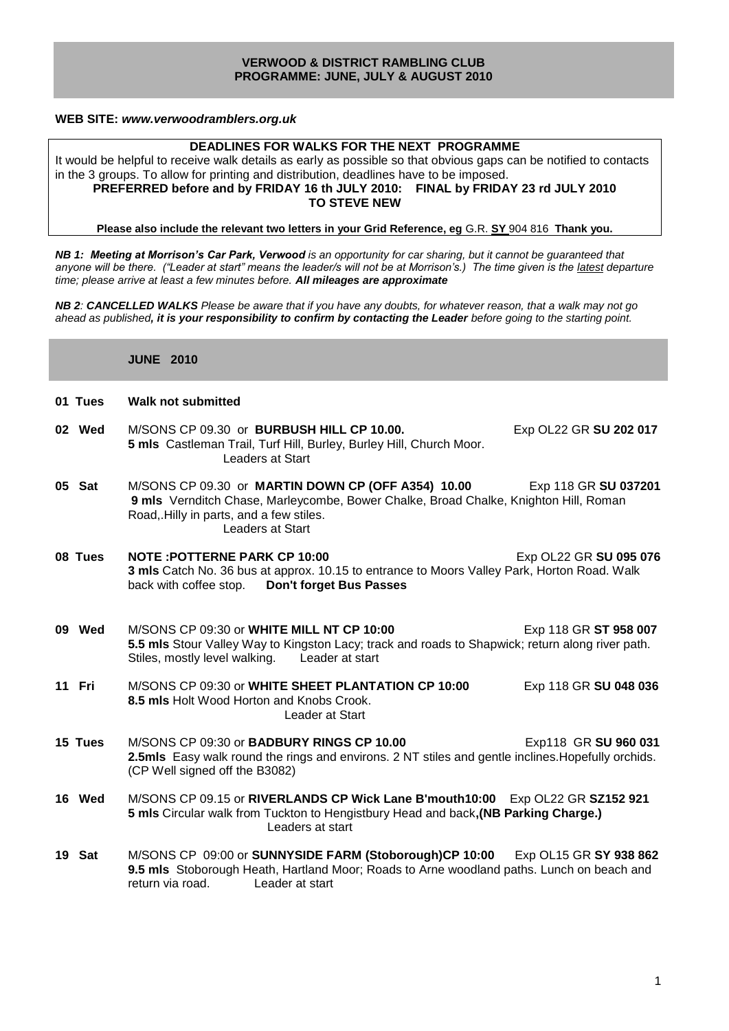**VERWOOD & DISTRICT RAMBLING CLUB**
**PROGRAMME: JUNE, JULY & AUGUST 2010**

**WEB SITE: *www.verwoodramblers.org.uk***

**DEADLINES FOR WALKS FOR THE NEXT PROGRAMME**

It would be helpful to receive walk details as early as possible so that obvious gaps can be notified to contacts in the 3 groups. To allow for printing and distribution, deadlines have to be imposed.

**PREFERRED before and by FRIDAY 16 th JULY 2010: FINAL by FRIDAY 23 rd JULY 2010**
**TO STEVE NEW**

**Please also include the relevant two letters in your Grid Reference, eg** G.R. **SY** 904 816 **Thank you.**

***NB 1: Meeting at Morrison's Car Park, Verwood** is an opportunity for car sharing, but it cannot be guaranteed that anyone will be there. ("Leader at start" means the leader/s will not be at Morrison's.) The time given is the latest departure time; please arrive at least a few minutes before. **All mileages are approximate***

***NB 2**: **CANCELLED WALKS** Please be aware that if you have any doubts, for whatever reason, that a walk may not go ahead as published**, it is your responsibility to confirm by contacting the Leader** before going to the starting point.*

## JUNE 2010

**01 Tues** **Walk not submitted**

**02 Wed** M/SONS CP 09.30 or **BURBUSH HILL CP 10.00.** Exp OL22 GR **SU 202 017**
**5 mls** Castleman Trail, Turf Hill, Burley, Burley Hill, Church Moor.
Leaders at Start

**05 Sat** M/SONS CP 09.30 or **MARTIN DOWN CP (OFF A354) 10.00** Exp 118 GR **SU 037201**
**9 mls** Verlditch Chase, Marleycombe, Bower Chalke, Broad Chalke, Knighton Hill, Roman Road,.Hilly in parts, and a few stiles.
Leaders at Start

**08 Tues** **NOTE :POTTERNE PARK CP 10:00** Exp OL22 GR **SU 095 076**
**3 mls** Catch No. 36 bus at approx. 10.15 to entrance to Moors Valley Park, Horton Road. Walk back with coffee stop. **Don't forget Bus Passes**

**09 Wed** M/SONS CP 09:30 or **WHITE MILL NT CP 10:00** Exp 118 GR **ST 958 007**
**5.5 mls** Stour Valley Way to Kingston Lacy; track and roads to Shapwick; return along river path. Stiles, mostly level walking. Leader at start

**11 Fri** M/SONS CP 09:30 or **WHITE SHEET PLANTATION CP 10:00** Exp 118 GR **SU 048 036**
**8.5 mls** Holt Wood Horton and Knobs Crook.
Leader at Start

**15 Tues** M/SONS CP 09:30 or **BADBURY RINGS CP 10.00** Exp118 GR **SU 960 031**
**2.5mls** Easy walk round the rings and environs. 2 NT stiles and gentle inclines.Hopefully orchids. (CP Well signed off the B3082)

**16 Wed** M/SONS CP 09.15 or **RIVERLANDS CP Wick Lane B'mouth10:00** Exp OL22 GR **SZ152 921**
**5 mls** Circular walk from Tuckton to Hengistbury Head and back**,(NB Parking Charge.)**
Leaders at start

**19 Sat** M/SONS CP 09:00 or **SUNNYSIDE FARM (Stoborough)CP 10:00** Exp OL15 GR **SY 938 862**
**9.5 mls** Stoborough Heath, Hartland Moor; Roads to Arne woodland paths. Lunch on beach and return via road. Leader at start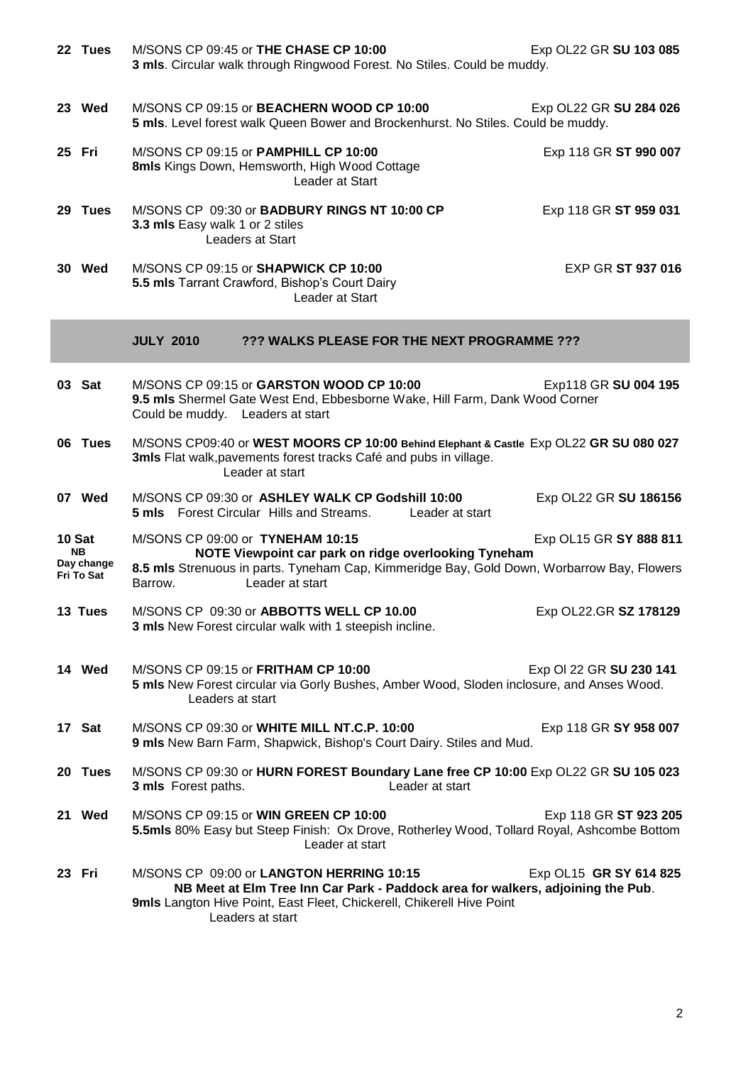**22 Tues** M/SONS CP 09:45 or **THE CHASE CP 10:00** Exp OL22 GR **SU 103 085**
**3 mls**. Circular walk through Ringwood Forest. No Stiles. Could be muddy.

**23 Wed** M/SONS CP 09:15 or **BEACHERN WOOD CP 10:00** Exp OL22 GR **SU 284 026**
**5 mls**. Level forest walk Queen Bower and Brockenhurst. No Stiles. Could be muddy.

**25 Fri** M/SONS CP 09:15 or **PAMPHILL CP 10:00** Exp 118 GR **ST 990 007**
**8mls** Kings Down, Hemsworth, High Wood Cottage
Leader at Start

**29 Tues** M/SONS CP 09:30 or **BADBURY RINGS NT 10:00 CP** Exp 118 GR **ST 959 031**
**3.3 mls** Easy walk 1 or 2 stiles
Leaders at Start

**30 Wed** M/SONS CP 09:15 or **SHAPWICK CP 10:00** EXP GR **ST 937 016**
**5.5 mls** Tarrant Crawford, Bishop's Court Dairy
Leader at Start

## JULY 2010 ??? WALKS PLEASE FOR THE NEXT PROGRAMME ???

**03 Sat** M/SONS CP 09:15 or **GARSTON WOOD CP 10:00** Exp118 GR **SU 004 195**
**9.5 mls** Shermel Gate West End, Ebbesborne Wake, Hill Farm, Dank Wood Corner
Could be muddy. Leaders at start

**06 Tues** M/SONS CP09:40 or **WEST MOORS CP 10:00 Behind Elephant & Castle** Exp OL22 **GR SU 080 027**
**3mls** Flat walk,pavements forest tracks Café and pubs in village.
Leader at start

**07 Wed** M/SONS CP 09:30 or **ASHLEY WALK CP Godshill 10:00** Exp OL22 GR **SU 186156**
**5 mls** Forest Circular Hills and Streams. Leader at start

**10 Sat NB Day change Fri To Sat** M/SONS CP 09:00 or **TYNEHAM 10:15** Exp OL15 GR **SY 888 811**
**NOTE Viewpoint car park on ridge overlooking Tyneham**
**8.5 mls** Strenuous in parts. Tyneham Cap, Kimmeridge Bay, Gold Down, Worbarrow Bay, Flowers Barrow. Leader at start

**13 Tues** M/SONS CP 09:30 or **ABBOTTS WELL CP 10.00** Exp OL22.GR **SZ 178129**
**3 mls** New Forest circular walk with 1 steepish incline.

**14 Wed** M/SONS CP 09:15 or **FRITHAM CP 10:00** Exp Ol 22 GR **SU 230 141**
**5 mls** New Forest circular via Gorly Bushes, Amber Wood, Sloden inclosure, and Anses Wood.
Leaders at start

**17 Sat** M/SONS CP 09:30 or **WHITE MILL NT.C.P. 10:00** Exp 118 GR **SY 958 007**
**9 mls** New Barn Farm, Shapwick, Bishop's Court Dairy. Stiles and Mud.

**20 Tues** M/SONS CP 09:30 or **HURN FOREST Boundary Lane free CP 10:00** Exp OL22 GR **SU 105 023**
**3 mls** Forest paths. Leader at start

**21 Wed** M/SONS CP 09:15 or **WIN GREEN CP 10:00** Exp 118 GR **ST 923 205**
**5.5mls** 80% Easy but Steep Finish: Ox Drove, Rotherley Wood, Tollard Royal, Ashcombe Bottom
Leader at start

**23 Fri** M/SONS CP 09:00 or **LANGTON HERRING 10:15** Exp OL15 **GR SY 614 825**
**NB Meet at Elm Tree Inn Car Park - Paddock area for walkers, adjoining the Pub**.
**9mls** Langton Hive Point, East Fleet, Chickerell, Chikerell Hive Point
Leaders at start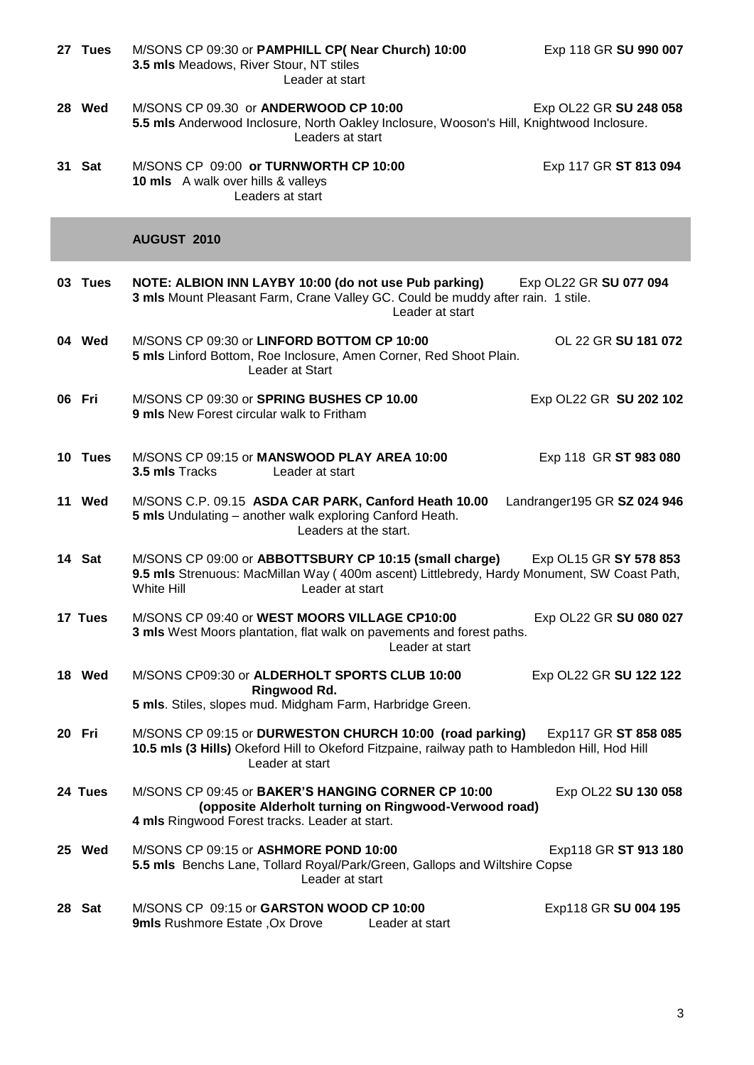**27 Tues** M/SONS CP 09:30 or **PAMPHILL CP( Near Church) 10:00** Exp 118 GR **SU 990 007**
**3.5 mls** Meadows, River Stour, NT stiles
Leader at start

**28 Wed** M/SONS CP 09.30 or **ANDERWOOD CP 10:00** Exp OL22 GR **SU 248 058**
**5.5 mls** Anderwood Inclosure, North Oakley Inclosure, Wooson's Hill, Knightwood Inclosure.
Leaders at start

**31 Sat** M/SONS CP 09:00 **or TURNWORTH CP 10:00** Exp 117 GR **ST 813 094**
**10 mls** A walk over hills & valleys
Leaders at start

## AUGUST 2010

**03 Tues** **NOTE: ALBION INN LAYBY 10:00 (do not use Pub parking)** Exp OL22 GR **SU 077 094**
**3 mls** Mount Pleasant Farm, Crane Valley GC. Could be muddy after rain. 1 stile.
Leader at start

**04 Wed** M/SONS CP 09:30 or **LINFORD BOTTOM CP 10:00** OL 22 GR **SU 181 072**
**5 mls** Linford Bottom, Roe Inclosure, Amen Corner, Red Shoot Plain.
Leader at Start

**06 Fri** M/SONS CP 09:30 or **SPRING BUSHES CP 10.00** Exp OL22 GR **SU 202 102**
**9 mls** New Forest circular walk to Fritham

**10 Tues** M/SONS CP 09:15 or **MANSWOOD PLAY AREA 10:00** Exp 118 GR **ST 983 080**
**3.5 mls** Tracks Leader at start

**11 Wed** M/SONS C.P. 09.15 **ASDA CAR PARK, Canford Heath 10.00** Landranger195 GR **SZ 024 946**
**5 mls** Undulating – another walk exploring Canford Heath.
Leaders at the start.

**14 Sat** M/SONS CP 09:00 or **ABBOTTSBURY CP 10:15 (small charge)** Exp OL15 GR **SY 578 853**
**9.5 mls** Strenuous: MacMillan Way ( 400m ascent) Littlebredy, Hardy Monument, SW Coast Path, White Hill Leader at start

**17 Tues** M/SONS CP 09:40 or **WEST MOORS VILLAGE CP10:00** Exp OL22 GR **SU 080 027**
**3 mls** West Moors plantation, flat walk on pavements and forest paths.
Leader at start

**18 Wed** M/SONS CP09:30 or **ALDERHOLT SPORTS CLUB 10:00 Ringwood Rd.** Exp OL22 GR **SU 122 122**
**5 mls**. Stiles, slopes mud. Midgham Farm, Harbridge Green.

**20 Fri** M/SONS CP 09:15 or **DURWESTON CHURCH 10:00 (road parking)** Exp117 GR **ST 858 085**
**10.5 mls (3 Hills)** Okeford Hill to Okeford Fitzpaine, railway path to Hambledon Hill, Hod Hill
Leader at start

**24 Tues** M/SONS CP 09:45 or **BAKER'S HANGING CORNER CP 10:00** Exp OL22 **SU 130 058**
**(opposite Alderholt turning on Ringwood-Verwood road)**
**4 mls** Ringwood Forest tracks. Leader at start.

**25 Wed** M/SONS CP 09:15 or **ASHMORE POND 10:00** Exp118 GR **ST 913 180**
**5.5 mls** Benchs Lane, Tollard Royal/Park/Green, Gallops and Wiltshire Copse
Leader at start

**28 Sat** M/SONS CP 09:15 or **GARSTON WOOD CP 10:00** Exp118 GR **SU 004 195**
**9mls** Rushmore Estate ,Ox Drove Leader at start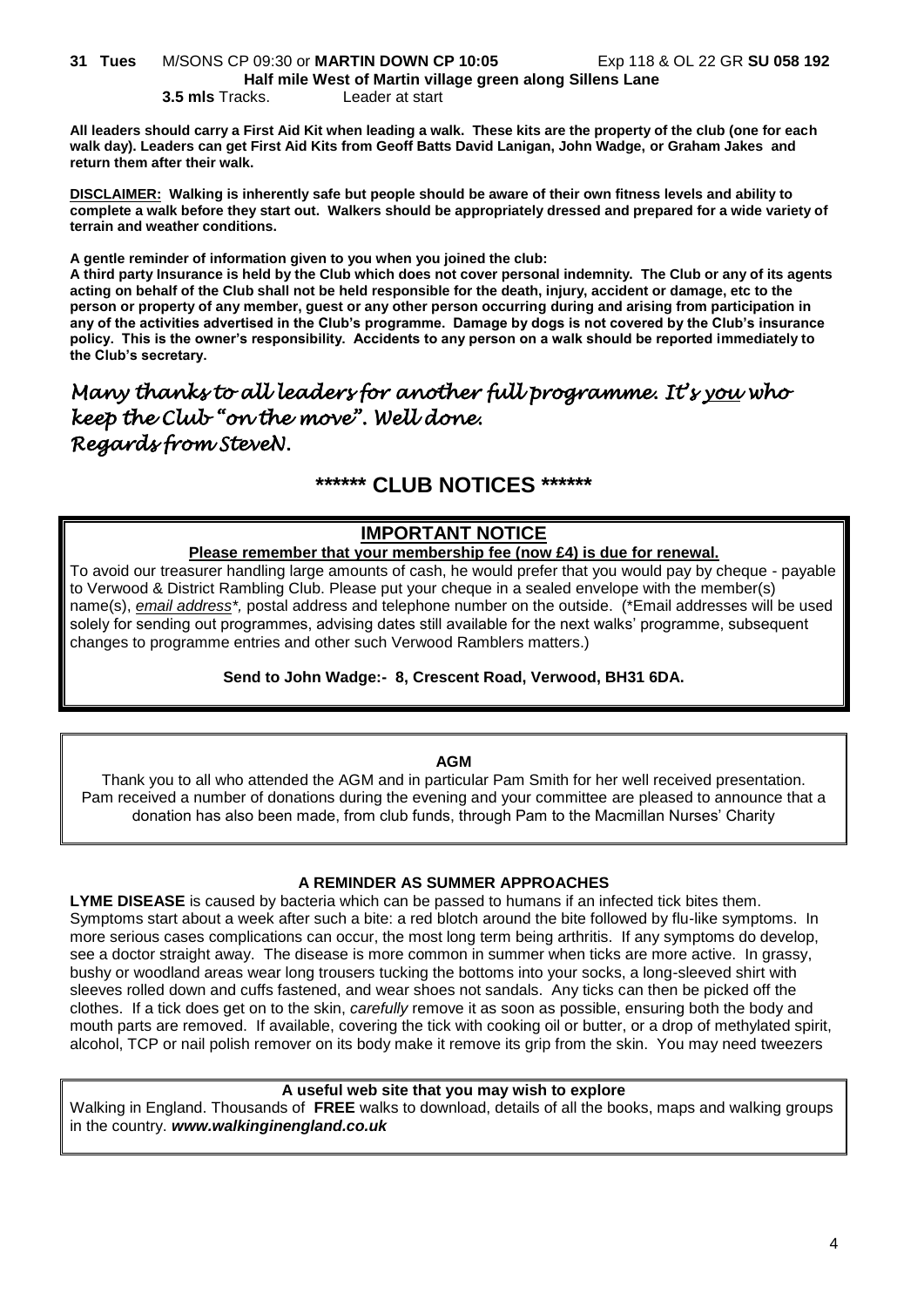**31 Tues** M/SONS CP 09:30 or **MARTIN DOWN CP 10:05** Exp 118 & OL 22 GR **SU 058 192**
**Half mile West of Martin village green along Sillens Lane**
**3.5 mls** Tracks. Leader at start

**All leaders should carry a First Aid Kit when leading a walk. These kits are the property of the club (one for each walk day). Leaders can get First Aid Kits from Geoff Batts David Lanigan, John Wadge, or Graham Jakes and return them after their walk.**

**DISCLAIMER: Walking is inherently safe but people should be aware of their own fitness levels and ability to complete a walk before they start out. Walkers should be appropriately dressed and prepared for a wide variety of terrain and weather conditions.**

**A gentle reminder of information given to you when you joined the club:**
**A third party Insurance is held by the Club which does not cover personal indemnity. The Club or any of its agents acting on behalf of the Club shall not be held responsible for the death, injury, accident or damage, etc to the person or property of any member, guest or any other person occurring during and arising from participation in any of the activities advertised in the Club's programme. Damage by dogs is not covered by the Club's insurance policy. This is the owner's responsibility. Accidents to any person on a walk should be reported immediately to the Club's secretary.**

*Many thanks to all leaders for another full programme. It's you who keep the Club "on the move". Well done.*
*Regards from SteveN.*

## ****** CLUB NOTICES ******

### IMPORTANT NOTICE

**Please remember that your membership fee (now £4) is due for renewal.**

To avoid our treasurer handling large amounts of cash, he would prefer that you would pay by cheque - payable to Verwood & District Rambling Club. Please put your cheque in a sealed envelope with the member(s) name(s), *email address\**, postal address and telephone number on the outside. (\*Email addresses will be used solely for sending out programmes, advising dates still available for the next walks' programme, subsequent changes to programme entries and other such Verwood Ramblers matters.)

**Send to John Wadge:- 8, Crescent Road, Verwood, BH31 6DA.**

### AGM

Thank you to all who attended the AGM and in particular Pam Smith for her well received presentation. Pam received a number of donations during the evening and your committee are pleased to announce that a donation has also been made, from club funds, through Pam to the Macmillan Nurses' Charity

### A REMINDER AS SUMMER APPROACHES

**LYME DISEASE** is caused by bacteria which can be passed to humans if an infected tick bites them. Symptoms start about a week after such a bite: a red blotch around the bite followed by flu-like symptoms. In more serious cases complications can occur, the most long term being arthritis. If any symptoms do develop, see a doctor straight away. The disease is more common in summer when ticks are more active. In grassy, bushy or woodland areas wear long trousers tucking the bottoms into your socks, a long-sleeved shirt with sleeves rolled down and cuffs fastened, and wear shoes not sandals. Any ticks can then be picked off the clothes. If a tick does get on to the skin, *carefully* remove it as soon as possible, ensuring both the body and mouth parts are removed. If available, covering the tick with cooking oil or butter, or a drop of methylated spirit, alcohol, TCP or nail polish remover on its body make it remove its grip from the skin. You may need tweezers

### A useful web site that you may wish to explore

Walking in England. Thousands of **FREE** walks to download, details of all the books, maps and walking groups in the country. ***www.walkinginengland.co.uk***